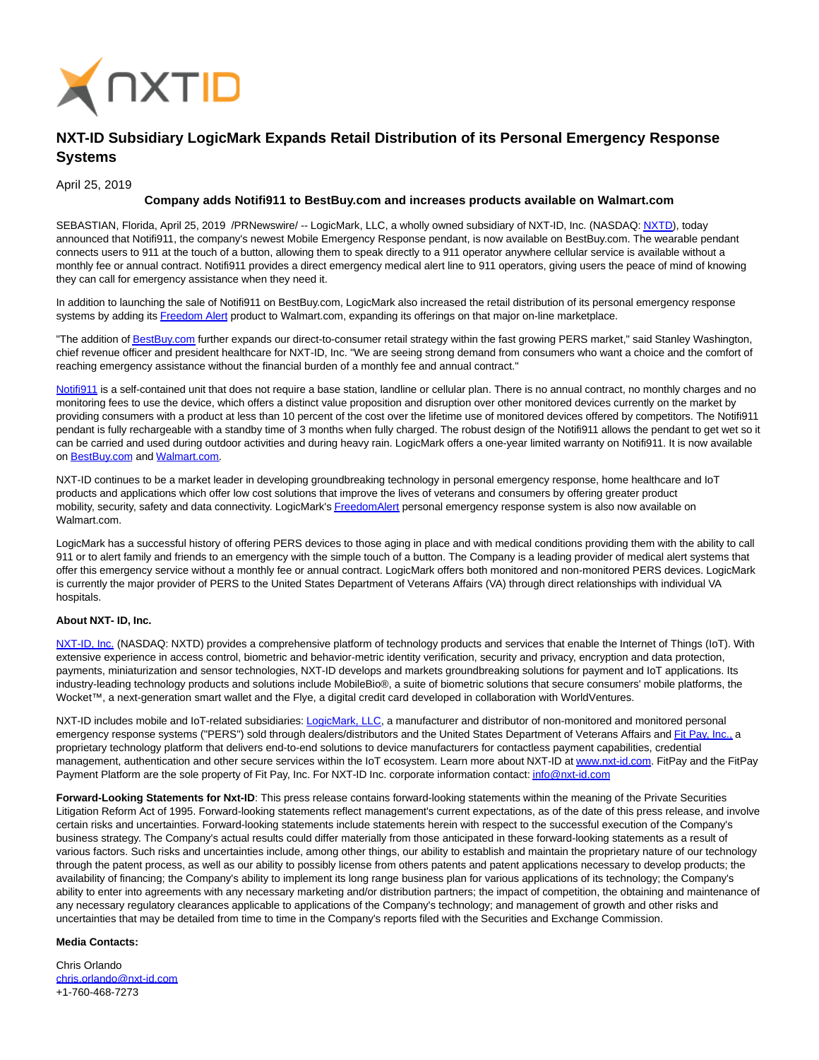# NXT-ID Subsidiary LogicMark Expands Retail Distribution of its Personal Emergency Response Systems

April 25, 2019

**Company adds Notifi911 to BestBuy.com and increases products available on Walmart.com**

SEBASTIAN, Florida, April 25, 2019 /PRNewswire/ -- LogicMark, LLC, a wholly owned subsidiary of NXT-ID, Inc. (NASDAQ: NXTD), today announced that Notifi911, the company's newest Mobile Emergency Response pendant, is now available on BestBuy.com. The wearable pendant connects users to 911 at the touch of a button, allowing them to speak directly to a 911 operator anywhere cellular service is available without a monthly fee or annual contract. Notifi911 provides a direct emergency medical alert line to 911 operators, giving users the peace of mind of knowing they can call for emergency assistance when they need it.

In addition to launching the sale of Notifi911 on BestBuy.com, LogicMark also increased the retail distribution of its personal emergency response systems by adding its Freedom Alert product to Walmart.com, expanding its offerings on that major on-line marketplace.

"The addition of BestBuy.com further expands our direct-to-consumer retail strategy within the fast growing PERS market," said Stanley Washington, chief revenue officer and president healthcare for NXT-ID, Inc. "We are seeing strong demand from consumers who want a choice and the comfort of reaching emergency assistance without the financial burden of a monthly fee and annual contract."

Notifi911 is a self-contained unit that does not require a base station, landline or cellular plan. There is no annual contract, no monthly charges and no monitoring fees to use the device, which offers a distinct value proposition and disruption over other monitored devices currently on the market by providing consumers with a product at less than 10 percent of the cost over the lifetime use of monitored devices offered by competitors. The Notifi911 pendant is fully rechargeable with a standby time of 3 months when fully charged. The robust design of the Notifi911 allows the pendant to get wet so it can be carried and used during outdoor activities and during heavy rain. LogicMark offers a one-year limited warranty on Notifi911. It is now available on BestBuy.com and Walmart.com.

NXT-ID continues to be a market leader in developing groundbreaking technology in personal emergency response, home healthcare and IoT products and applications which offer low cost solutions that improve the lives of veterans and consumers by offering greater product mobility, security, safety and data connectivity. LogicMark's FreedomAlert personal emergency response system is also now available on Walmart.com.

LogicMark has a successful history of offering PERS devices to those aging in place and with medical conditions providing them with the ability to call 911 or to alert family and friends to an emergency with the simple touch of a button. The Company is a leading provider of medical alert systems that offer this emergency service without a monthly fee or annual contract. LogicMark offers both monitored and non-monitored PERS devices. LogicMark is currently the major provider of PERS to the United States Department of Veterans Affairs (VA) through direct relationships with individual VA hospitals.

**About NXT- ID, Inc.**

NXT-ID, Inc. (NASDAQ: NXTD) provides a comprehensive platform of technology products and services that enable the Internet of Things (IoT). With extensive experience in access control, biometric and behavior-metric identity verification, security and privacy, encryption and data protection, payments, miniaturization and sensor technologies, NXT-ID develops and markets groundbreaking solutions for payment and IoT applications. Its industry-leading technology products and solutions include MobileBio®, a suite of biometric solutions that secure consumers' mobile platforms, the Wocket™, a next-generation smart wallet and the Flye, a digital credit card developed in collaboration with WorldVentures.

NXT-ID includes mobile and IoT-related subsidiaries: LogicMark, LLC, a manufacturer and distributor of non-monitored and monitored personal emergency response systems ("PERS") sold through dealers/distributors and the United States Department of Veterans Affairs and Fit Pay, Inc., a proprietary technology platform that delivers end-to-end solutions to device manufacturers for contactless payment capabilities, credential management, authentication and other secure services within the IoT ecosystem. Learn more about NXT-ID at www.nxt-id.com. FitPay and the FitPay Payment Platform are the sole property of Fit Pay, Inc. For NXT-ID Inc. corporate information contact: info@nxt-id.com

**Forward-Looking Statements for Nxt-ID**: This press release contains forward-looking statements within the meaning of the Private Securities Litigation Reform Act of 1995. Forward-looking statements reflect management's current expectations, as of the date of this press release, and involve certain risks and uncertainties. Forward-looking statements include statements herein with respect to the successful execution of the Company's business strategy. The Company's actual results could differ materially from those anticipated in these forward-looking statements as a result of various factors. Such risks and uncertainties include, among other things, our ability to establish and maintain the proprietary nature of our technology through the patent process, as well as our ability to possibly license from others patents and patent applications necessary to develop products; the availability of financing; the Company's ability to implement its long range business plan for various applications of its technology; the Company's ability to enter into agreements with any necessary marketing and/or distribution partners; the impact of competition, the obtaining and maintenance of any necessary regulatory clearances applicable to applications of the Company's technology; and management of growth and other risks and uncertainties that may be detailed from time to time in the Company's reports filed with the Securities and Exchange Commission.

**Media Contacts:**

Chris Orlando
chris.orlando@nxt-id.com
+1-760-468-7273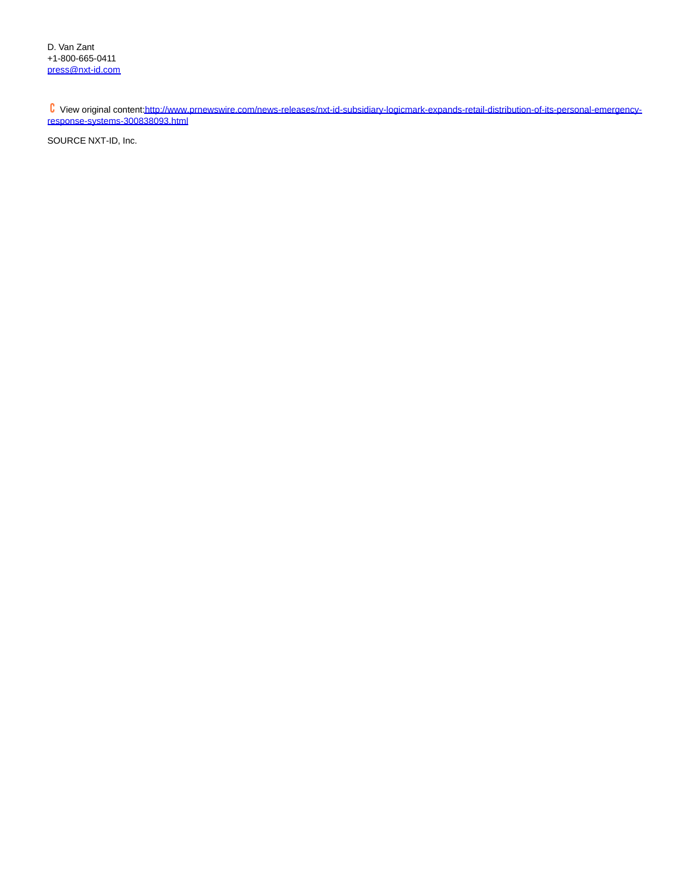D. Van Zant
+1-800-665-0411
press@nxt-id.com

View original content:http://www.prnewswire.com/news-releases/nxt-id-subsidiary-logicmark-expands-retail-distribution-of-its-personal-emergency-response-systems-300838093.html

SOURCE NXT-ID, Inc.